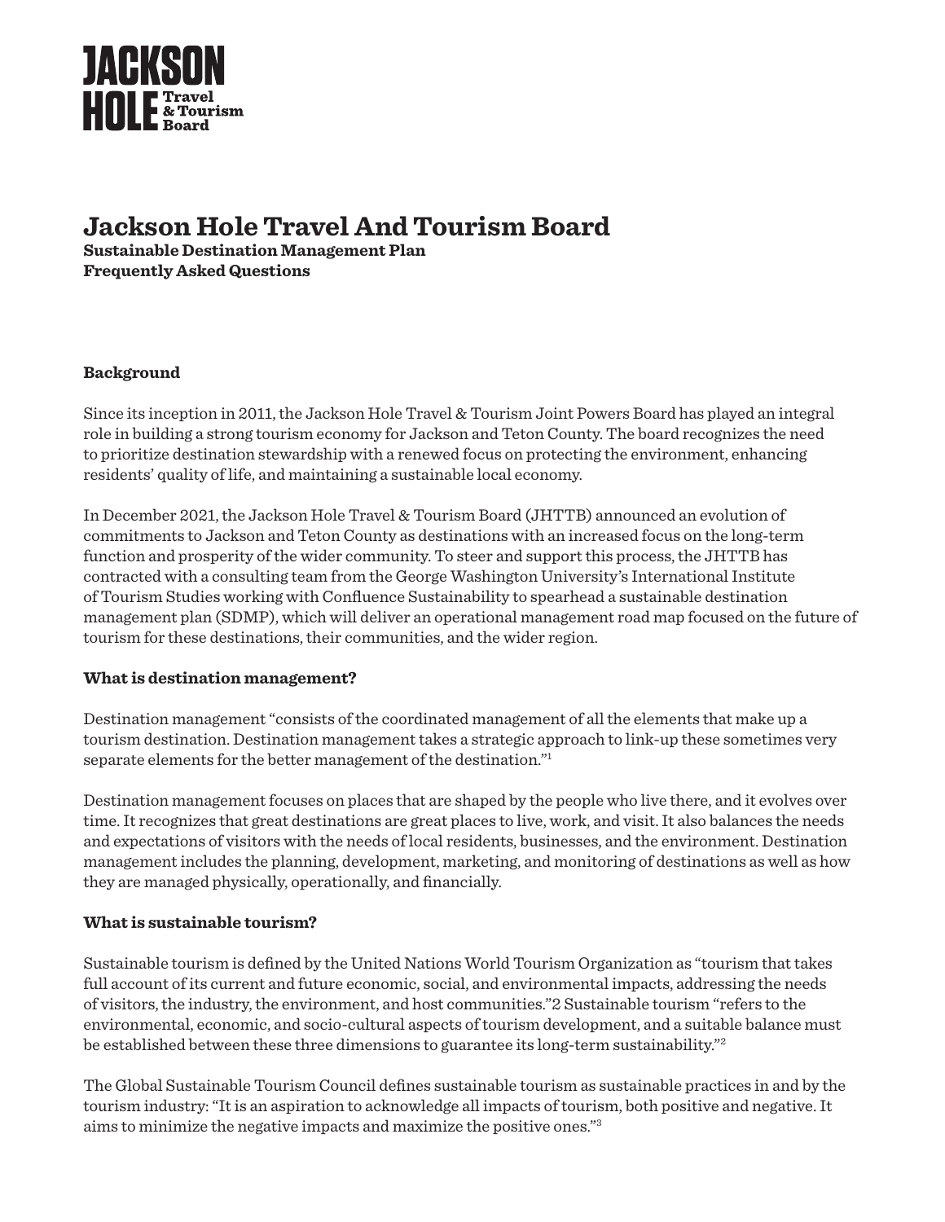JACKSON HOLE Travel & Tourism Board

# Jackson Hole Travel And Tourism Board

**Sustainable Destination Management Plan**
**Frequently Asked Questions**

## Background

Since its inception in 2011, the Jackson Hole Travel & Tourism Joint Powers Board has played an integral role in building a strong tourism economy for Jackson and Teton County. The board recognizes the need to prioritize destination stewardship with a renewed focus on protecting the environment, enhancing residents' quality of life, and maintaining a sustainable local economy.

In December 2021, the Jackson Hole Travel & Tourism Board (JHTTB) announced an evolution of commitments to Jackson and Teton County as destinations with an increased focus on the long-term function and prosperity of the wider community. To steer and support this process, the JHTTB has contracted with a consulting team from the George Washington University's International Institute of Tourism Studies working with Confluence Sustainability to spearhead a sustainable destination management plan (SDMP), which will deliver an operational management road map focused on the future of tourism for these destinations, their communities, and the wider region.

## What is destination management?

Destination management "consists of the coordinated management of all the elements that make up a tourism destination. Destination management takes a strategic approach to link-up these sometimes very separate elements for the better management of the destination."[1]

Destination management focuses on places that are shaped by the people who live there, and it evolves over time. It recognizes that great destinations are great places to live, work, and visit. It also balances the needs and expectations of visitors with the needs of local residents, businesses, and the environment. Destination management includes the planning, development, marketing, and monitoring of destinations as well as how they are managed physically, operationally, and financially.

## What is sustainable tourism?

Sustainable tourism is defined by the United Nations World Tourism Organization as "tourism that takes full account of its current and future economic, social, and environmental impacts, addressing the needs of visitors, the industry, the environment, and host communities."2 Sustainable tourism "refers to the environmental, economic, and socio-cultural aspects of tourism development, and a suitable balance must be established between these three dimensions to guarantee its long-term sustainability."[2]

The Global Sustainable Tourism Council defines sustainable tourism as sustainable practices in and by the tourism industry: "It is an aspiration to acknowledge all impacts of tourism, both positive and negative. It aims to minimize the negative impacts and maximize the positive ones."[3]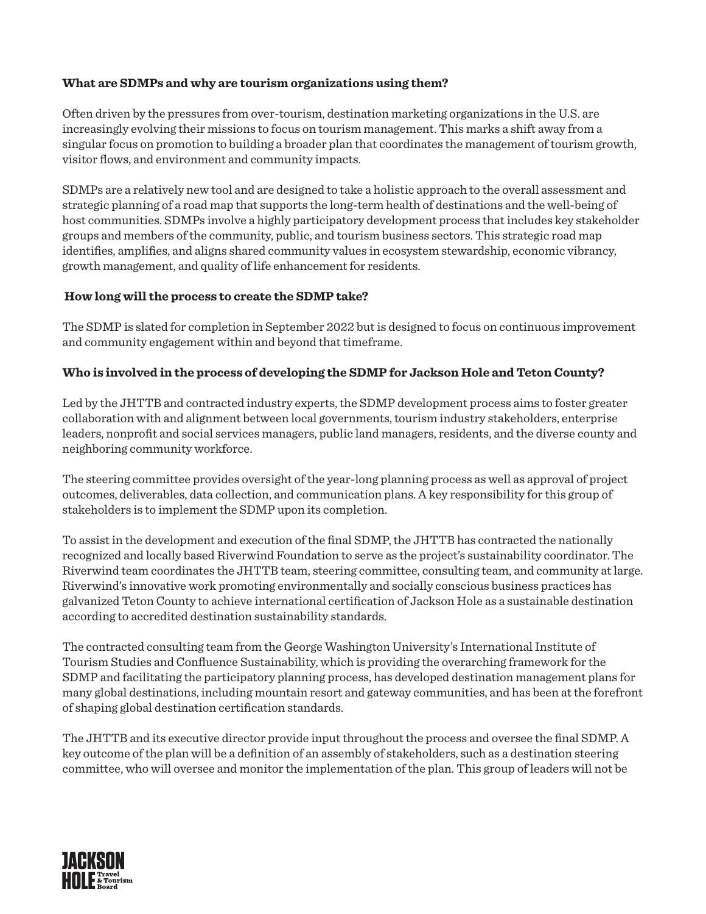**What are SDMPs and why are tourism organizations using them?**

Often driven by the pressures from over-tourism, destination marketing organizations in the U.S. are increasingly evolving their missions to focus on tourism management. This marks a shift away from a singular focus on promotion to building a broader plan that coordinates the management of tourism growth, visitor flows, and environment and community impacts.

SDMPs are a relatively new tool and are designed to take a holistic approach to the overall assessment and strategic planning of a road map that supports the long-term health of destinations and the well-being of host communities. SDMPs involve a highly participatory development process that includes key stakeholder groups and members of the community, public, and tourism business sectors. This strategic road map identifies, amplifies, and aligns shared community values in ecosystem stewardship, economic vibrancy, growth management, and quality of life enhancement for residents.

**How long will the process to create the SDMP take?**

The SDMP is slated for completion in September 2022 but is designed to focus on continuous improvement and community engagement within and beyond that timeframe.

**Who is involved in the process of developing the SDMP for Jackson Hole and Teton County?**

Led by the JHTTB and contracted industry experts, the SDMP development process aims to foster greater collaboration with and alignment between local governments, tourism industry stakeholders, enterprise leaders, nonprofit and social services managers, public land managers, residents, and the diverse county and neighboring community workforce.

The steering committee provides oversight of the year-long planning process as well as approval of project outcomes, deliverables, data collection, and communication plans. A key responsibility for this group of stakeholders is to implement the SDMP upon its completion.

To assist in the development and execution of the final SDMP, the JHTTB has contracted the nationally recognized and locally based Riverwind Foundation to serve as the project's sustainability coordinator. The Riverwind team coordinates the JHTTB team, steering committee, consulting team, and community at large. Riverwind's innovative work promoting environmentally and socially conscious business practices has galvanized Teton County to achieve international certification of Jackson Hole as a sustainable destination according to accredited destination sustainability standards.

The contracted consulting team from the George Washington University's International Institute of Tourism Studies and Confluence Sustainability, which is providing the overarching framework for the SDMP and facilitating the participatory planning process, has developed destination management plans for many global destinations, including mountain resort and gateway communities, and has been at the forefront of shaping global destination certification standards.

The JHTTB and its executive director provide input throughout the process and oversee the final SDMP. A key outcome of the plan will be a definition of an assembly of stakeholders, such as a destination steering committee, who will oversee and monitor the implementation of the plan. This group of leaders will not be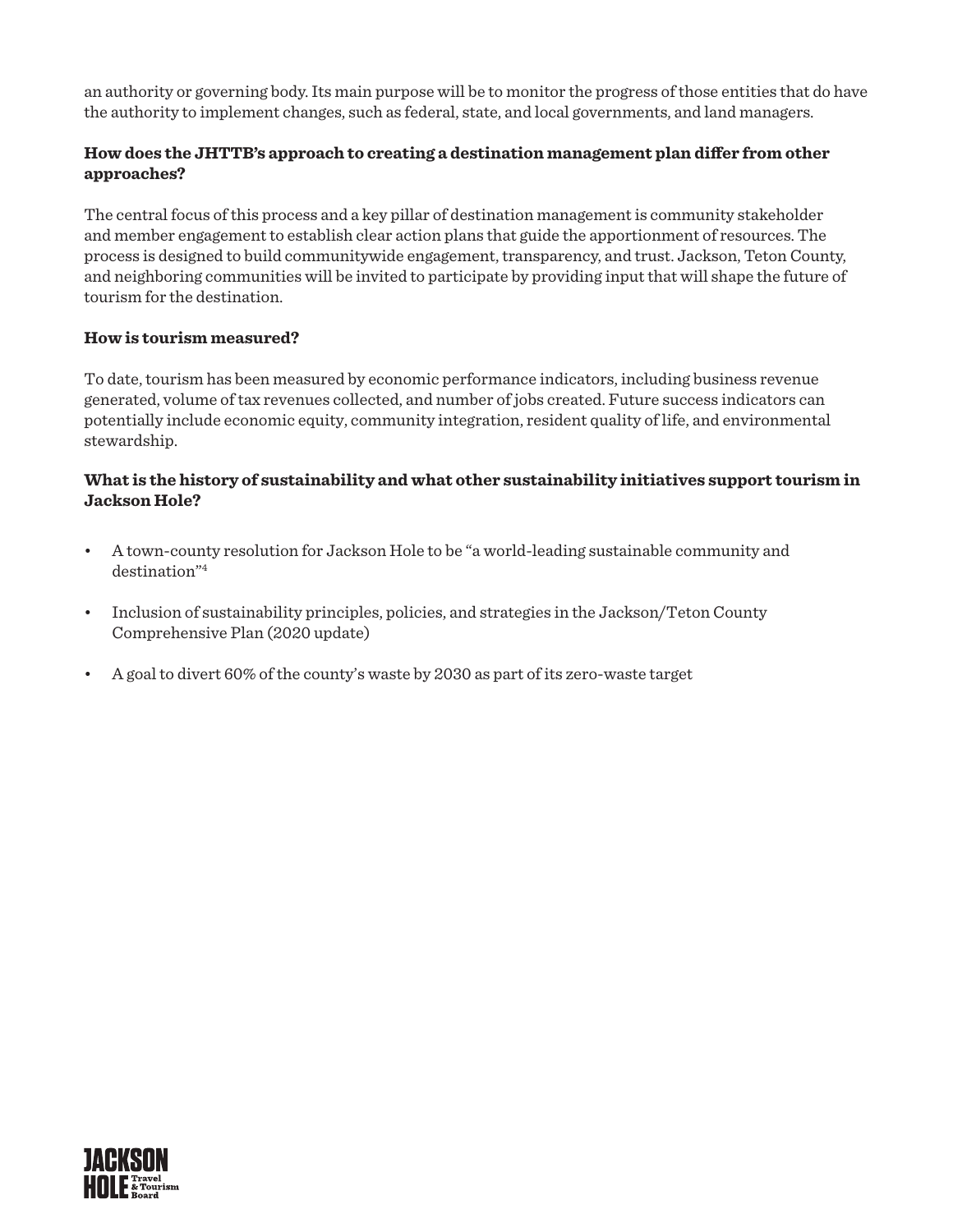an authority or governing body. Its main purpose will be to monitor the progress of those entities that do have the authority to implement changes, such as federal, state, and local governments, and land managers.

**How does the JHTTB's approach to creating a destination management plan differ from other approaches?**

The central focus of this process and a key pillar of destination management is community stakeholder and member engagement to establish clear action plans that guide the apportionment of resources. The process is designed to build communitywide engagement, transparency, and trust. Jackson, Teton County, and neighboring communities will be invited to participate by providing input that will shape the future of tourism for the destination.

**How is tourism measured?**

To date, tourism has been measured by economic performance indicators, including business revenue generated, volume of tax revenues collected, and number of jobs created. Future success indicators can potentially include economic equity, community integration, resident quality of life, and environmental stewardship.

**What is the history of sustainability and what other sustainability initiatives support tourism in Jackson Hole?**

- A town-county resolution for Jackson Hole to be "a world-leading sustainable community and destination"[4]
- Inclusion of sustainability principles, policies, and strategies in the Jackson/Teton County Comprehensive Plan (2020 update)
- A goal to divert 60% of the county's waste by 2030 as part of its zero-waste target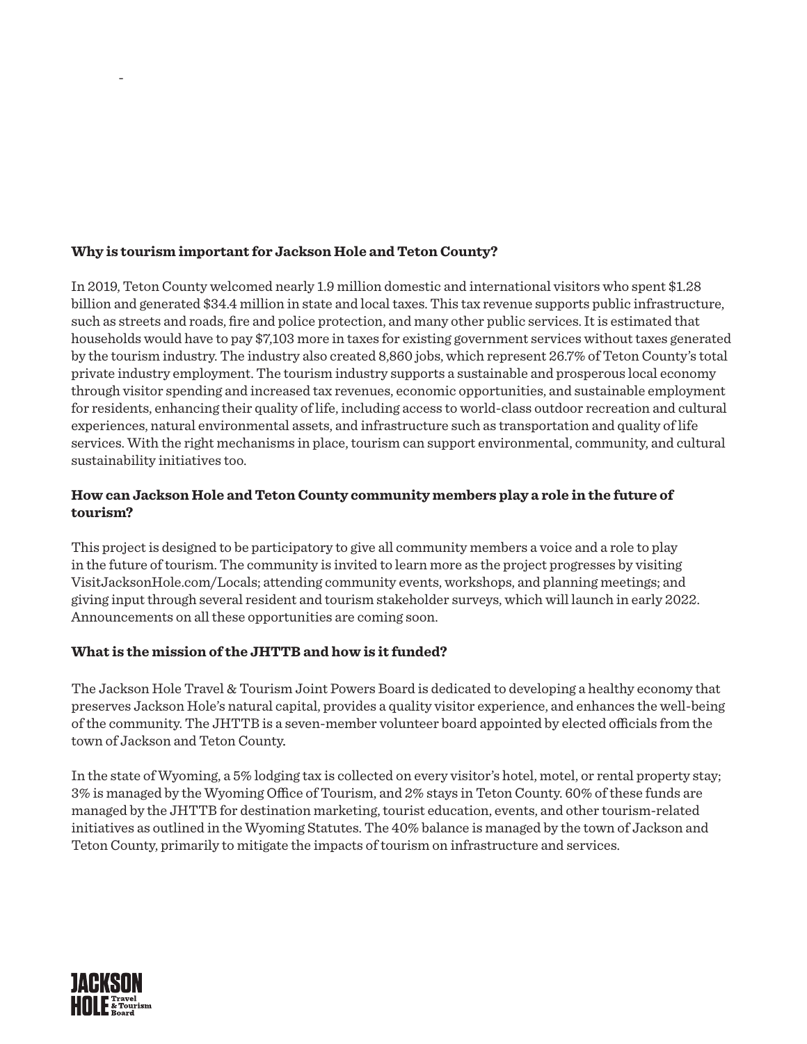**Why is tourism important for Jackson Hole and Teton County?**

In 2019, Teton County welcomed nearly 1.9 million domestic and international visitors who spent $1.28 billion and generated $34.4 million in state and local taxes. This tax revenue supports public infrastructure, such as streets and roads, fire and police protection, and many other public services. It is estimated that households would have to pay $7,103 more in taxes for existing government services without taxes generated by the tourism industry. The industry also created 8,860 jobs, which represent 26.7% of Teton County's total private industry employment. The tourism industry supports a sustainable and prosperous local economy through visitor spending and increased tax revenues, economic opportunities, and sustainable employment for residents, enhancing their quality of life, including access to world-class outdoor recreation and cultural experiences, natural environmental assets, and infrastructure such as transportation and quality of life services. With the right mechanisms in place, tourism can support environmental, community, and cultural sustainability initiatives too.

**How can Jackson Hole and Teton County community members play a role in the future of tourism?**

This project is designed to be participatory to give all community members a voice and a role to play in the future of tourism. The community is invited to learn more as the project progresses by visiting VisitJacksonHole.com/Locals; attending community events, workshops, and planning meetings; and giving input through several resident and tourism stakeholder surveys, which will launch in early 2022. Announcements on all these opportunities are coming soon.

**What is the mission of the JHTTB and how is it funded?**

The Jackson Hole Travel & Tourism Joint Powers Board is dedicated to developing a healthy economy that preserves Jackson Hole's natural capital, provides a quality visitor experience, and enhances the well-being of the community. The JHTTB is a seven-member volunteer board appointed by elected officials from the town of Jackson and Teton County.

In the state of Wyoming, a 5% lodging tax is collected on every visitor's hotel, motel, or rental property stay; 3% is managed by the Wyoming Office of Tourism, and 2% stays in Teton County. 60% of these funds are managed by the JHTTB for destination marketing, tourist education, events, and other tourism-related initiatives as outlined in the Wyoming Statutes. The 40% balance is managed by the town of Jackson and Teton County, primarily to mitigate the impacts of tourism on infrastructure and services.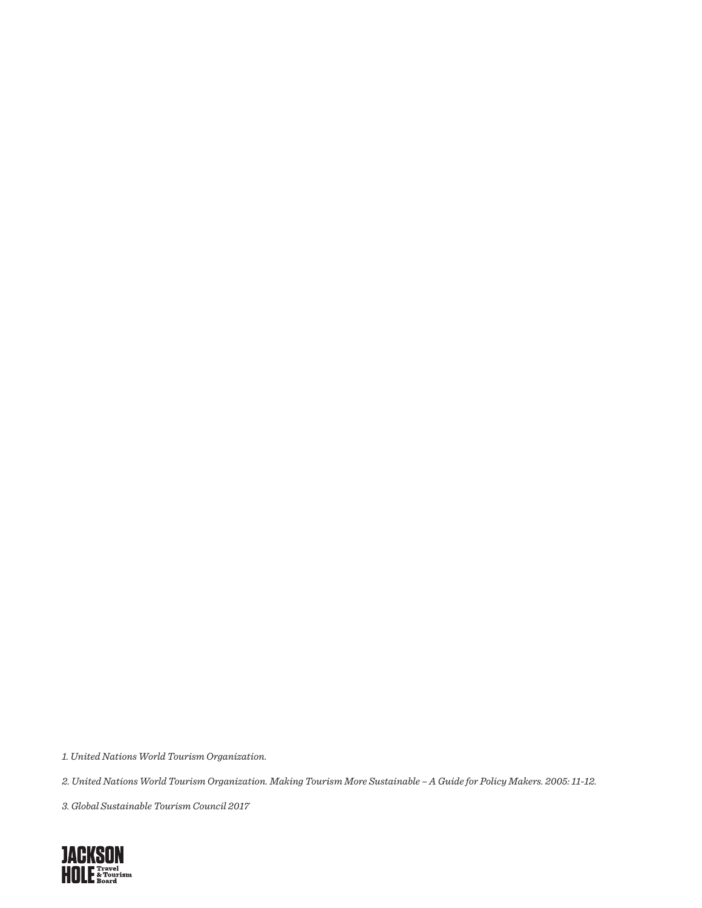*1. United Nations World Tourism Organization.*

*2. United Nations World Tourism Organization. Making Tourism More Sustainable – A Guide for Policy Makers. 2005: 11-12.*

*3. Global Sustainable Tourism Council 2017*

JACKSON HOLE Travel & Tourism Board